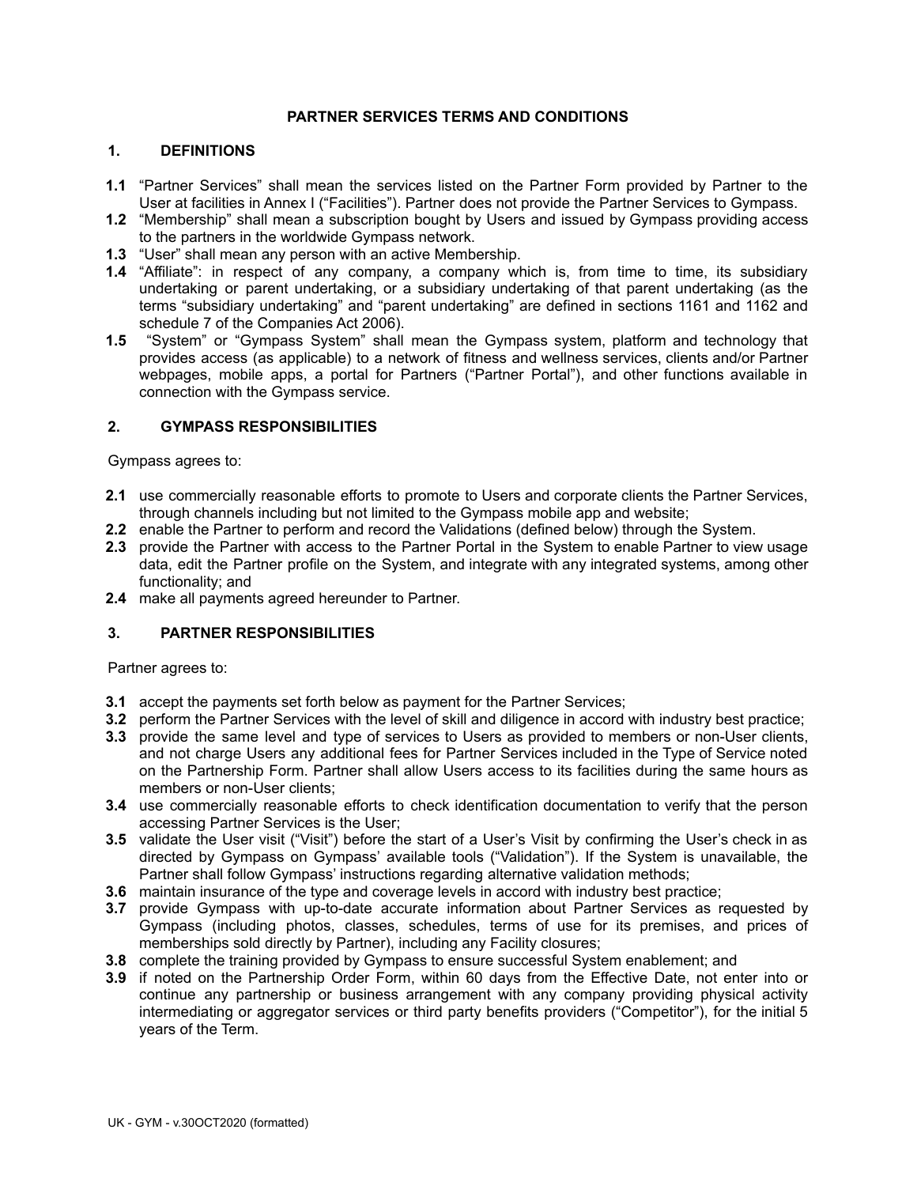# PARTNER SERVICES TERMS AND CONDITIONS

## 1. DEFINITIONS

**1.1** "Partner Services" shall mean the services listed on the Partner Form provided by Partner to the User at facilities in Annex I ("Facilities"). Partner does not provide the Partner Services to Gympass.

**1.2** "Membership" shall mean a subscription bought by Users and issued by Gympass providing access to the partners in the worldwide Gympass network.

**1.3** "User" shall mean any person with an active Membership.

**1.4** "Affiliate": in respect of any company, a company which is, from time to time, its subsidiary undertaking or parent undertaking, or a subsidiary undertaking of that parent undertaking (as the terms "subsidiary undertaking" and "parent undertaking" are defined in sections 1161 and 1162 and schedule 7 of the Companies Act 2006).

**1.5** "System" or "Gympass System" shall mean the Gympass system, platform and technology that provides access (as applicable) to a network of fitness and wellness services, clients and/or Partner webpages, mobile apps, a portal for Partners ("Partner Portal"), and other functions available in connection with the Gympass service.

## 2. GYMPASS RESPONSIBILITIES

Gympass agrees to:

**2.1** use commercially reasonable efforts to promote to Users and corporate clients the Partner Services, through channels including but not limited to the Gympass mobile app and website;

**2.2** enable the Partner to perform and record the Validations (defined below) through the System.

**2.3** provide the Partner with access to the Partner Portal in the System to enable Partner to view usage data, edit the Partner profile on the System, and integrate with any integrated systems, among other functionality; and

**2.4** make all payments agreed hereunder to Partner.

## 3. PARTNER RESPONSIBILITIES

Partner agrees to:

**3.1** accept the payments set forth below as payment for the Partner Services;

**3.2** perform the Partner Services with the level of skill and diligence in accord with industry best practice;

**3.3** provide the same level and type of services to Users as provided to members or non-User clients, and not charge Users any additional fees for Partner Services included in the Type of Service noted on the Partnership Form. Partner shall allow Users access to its facilities during the same hours as members or non-User clients;

**3.4** use commercially reasonable efforts to check identification documentation to verify that the person accessing Partner Services is the User;

**3.5** validate the User visit ("Visit") before the start of a User's Visit by confirming the User's check in as directed by Gympass on Gympass' available tools ("Validation"). If the System is unavailable, the Partner shall follow Gympass' instructions regarding alternative validation methods;

**3.6** maintain insurance of the type and coverage levels in accord with industry best practice;

**3.7** provide Gympass with up-to-date accurate information about Partner Services as requested by Gympass (including photos, classes, schedules, terms of use for its premises, and prices of memberships sold directly by Partner), including any Facility closures;

**3.8** complete the training provided by Gympass to ensure successful System enablement; and

**3.9** if noted on the Partnership Order Form, within 60 days from the Effective Date, not enter into or continue any partnership or business arrangement with any company providing physical activity intermediating or aggregator services or third party benefits providers ("Competitor"), for the initial 5 years of the Term.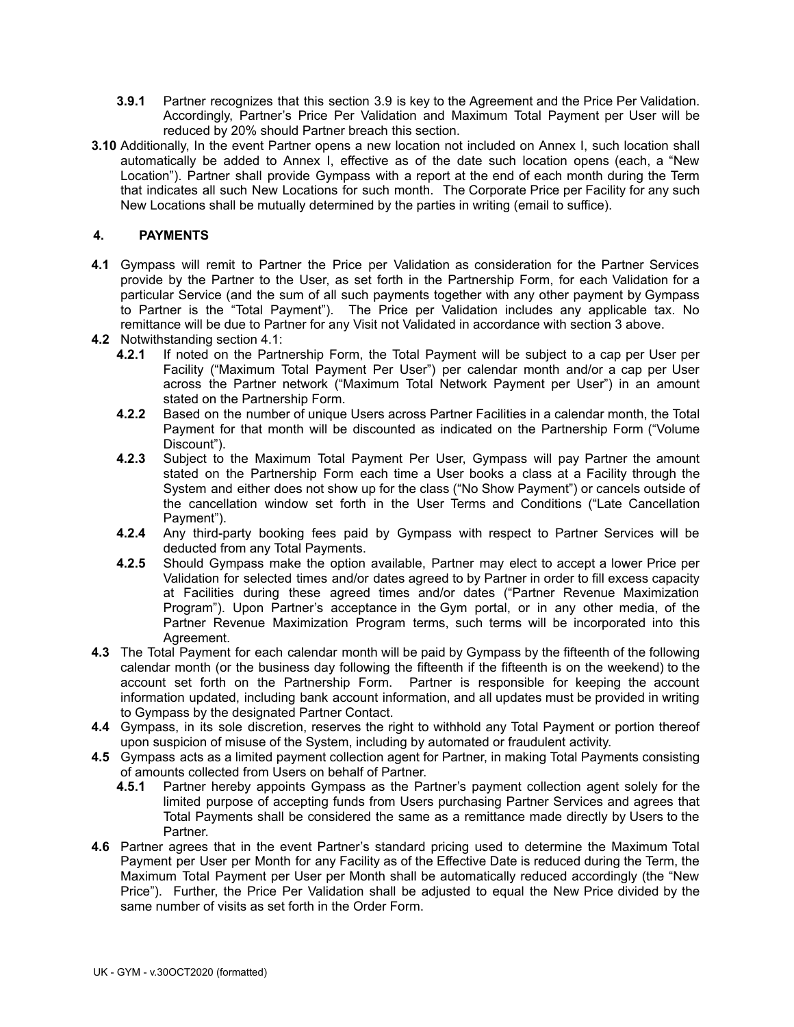**3.9.1** Partner recognizes that this section 3.9 is key to the Agreement and the Price Per Validation. Accordingly, Partner's Price Per Validation and Maximum Total Payment per User will be reduced by 20% should Partner breach this section.

**3.10** Additionally, In the event Partner opens a new location not included on Annex I, such location shall automatically be added to Annex I, effective as of the date such location opens (each, a "New Location"). Partner shall provide Gympass with a report at the end of each month during the Term that indicates all such New Locations for such month. The Corporate Price per Facility for any such New Locations shall be mutually determined by the parties in writing (email to suffice).

## 4. PAYMENTS

**4.1** Gympass will remit to Partner the Price per Validation as consideration for the Partner Services provide by the Partner to the User, as set forth in the Partnership Form, for each Validation for a particular Service (and the sum of all such payments together with any other payment by Gympass to Partner is the "Total Payment"). The Price per Validation includes any applicable tax. No remittance will be due to Partner for any Visit not Validated in accordance with section 3 above.

**4.2** Notwithstanding section 4.1:

**4.2.1** If noted on the Partnership Form, the Total Payment will be subject to a cap per User per Facility ("Maximum Total Payment Per User") per calendar month and/or a cap per User across the Partner network ("Maximum Total Network Payment per User") in an amount stated on the Partnership Form.

**4.2.2** Based on the number of unique Users across Partner Facilities in a calendar month, the Total Payment for that month will be discounted as indicated on the Partnership Form ("Volume Discount").

**4.2.3** Subject to the Maximum Total Payment Per User, Gympass will pay Partner the amount stated on the Partnership Form each time a User books a class at a Facility through the System and either does not show up for the class ("No Show Payment") or cancels outside of the cancellation window set forth in the User Terms and Conditions ("Late Cancellation Payment").

**4.2.4** Any third-party booking fees paid by Gympass with respect to Partner Services will be deducted from any Total Payments.

**4.2.5** Should Gympass make the option available, Partner may elect to accept a lower Price per Validation for selected times and/or dates agreed to by Partner in order to fill excess capacity at Facilities during these agreed times and/or dates ("Partner Revenue Maximization Program"). Upon Partner's acceptance in the Gym portal, or in any other media, of the Partner Revenue Maximization Program terms, such terms will be incorporated into this Agreement.

**4.3** The Total Payment for each calendar month will be paid by Gympass by the fifteenth of the following calendar month (or the business day following the fifteenth if the fifteenth is on the weekend) to the account set forth on the Partnership Form. Partner is responsible for keeping the account information updated, including bank account information, and all updates must be provided in writing to Gympass by the designated Partner Contact.

**4.4** Gympass, in its sole discretion, reserves the right to withhold any Total Payment or portion thereof upon suspicion of misuse of the System, including by automated or fraudulent activity.

**4.5** Gympass acts as a limited payment collection agent for Partner, in making Total Payments consisting of amounts collected from Users on behalf of Partner.

**4.5.1** Partner hereby appoints Gympass as the Partner's payment collection agent solely for the limited purpose of accepting funds from Users purchasing Partner Services and agrees that Total Payments shall be considered the same as a remittance made directly by Users to the Partner.

**4.6** Partner agrees that in the event Partner's standard pricing used to determine the Maximum Total Payment per User per Month for any Facility as of the Effective Date is reduced during the Term, the Maximum Total Payment per User per Month shall be automatically reduced accordingly (the "New Price"). Further, the Price Per Validation shall be adjusted to equal the New Price divided by the same number of visits as set forth in the Order Form.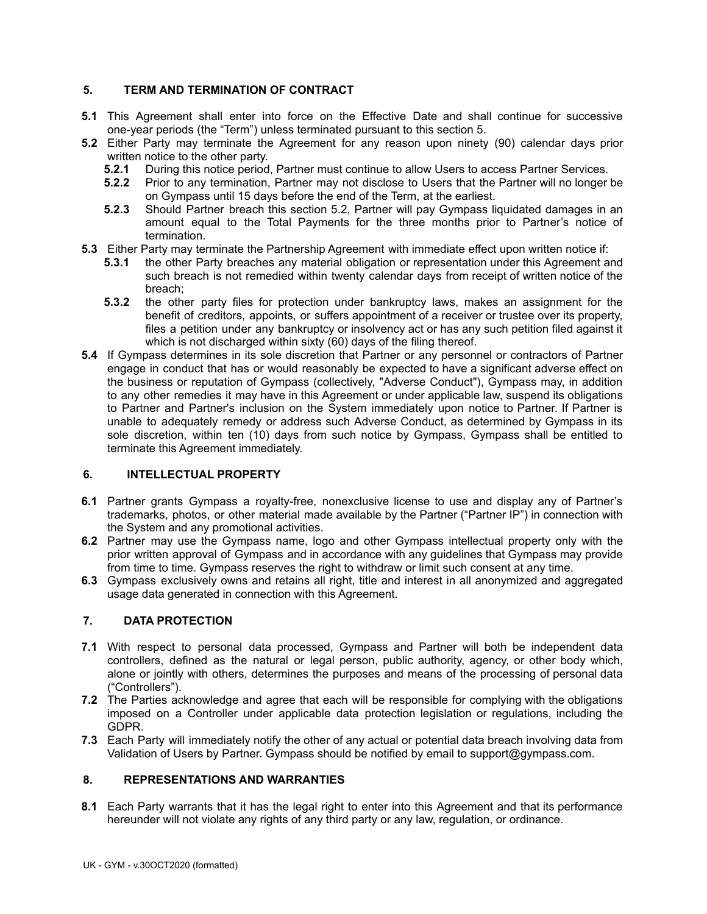## 5. TERM AND TERMINATION OF CONTRACT

**5.1** This Agreement shall enter into force on the Effective Date and shall continue for successive one-year periods (the "Term") unless terminated pursuant to this section 5.

**5.2** Either Party may terminate the Agreement for any reason upon ninety (90) calendar days prior written notice to the other party.

- **5.2.1** During this notice period, Partner must continue to allow Users to access Partner Services.
- **5.2.2** Prior to any termination, Partner may not disclose to Users that the Partner will no longer be on Gympass until 15 days before the end of the Term, at the earliest.
- **5.2.3** Should Partner breach this section 5.2, Partner will pay Gympass liquidated damages in an amount equal to the Total Payments for the three months prior to Partner's notice of termination.

**5.3** Either Party may terminate the Partnership Agreement with immediate effect upon written notice if:

- **5.3.1** the other Party breaches any material obligation or representation under this Agreement and such breach is not remedied within twenty calendar days from receipt of written notice of the breach;
- **5.3.2** the other party files for protection under bankruptcy laws, makes an assignment for the benefit of creditors, appoints, or suffers appointment of a receiver or trustee over its property, files a petition under any bankruptcy or insolvency act or has any such petition filed against it which is not discharged within sixty (60) days of the filing thereof.

**5.4** If Gympass determines in its sole discretion that Partner or any personnel or contractors of Partner engage in conduct that has or would reasonably be expected to have a significant adverse effect on the business or reputation of Gympass (collectively, "Adverse Conduct"), Gympass may, in addition to any other remedies it may have in this Agreement or under applicable law, suspend its obligations to Partner and Partner's inclusion on the System immediately upon notice to Partner. If Partner is unable to adequately remedy or address such Adverse Conduct, as determined by Gympass in its sole discretion, within ten (10) days from such notice by Gympass, Gympass shall be entitled to terminate this Agreement immediately.

## 6. INTELLECTUAL PROPERTY

**6.1** Partner grants Gympass a royalty-free, nonexclusive license to use and display any of Partner's trademarks, photos, or other material made available by the Partner ("Partner IP") in connection with the System and any promotional activities.

**6.2** Partner may use the Gympass name, logo and other Gympass intellectual property only with the prior written approval of Gympass and in accordance with any guidelines that Gympass may provide from time to time. Gympass reserves the right to withdraw or limit such consent at any time.

**6.3** Gympass exclusively owns and retains all right, title and interest in all anonymized and aggregated usage data generated in connection with this Agreement.

## 7. DATA PROTECTION

**7.1** With respect to personal data processed, Gympass and Partner will both be independent data controllers, defined as the natural or legal person, public authority, agency, or other body which, alone or jointly with others, determines the purposes and means of the processing of personal data ("Controllers").

**7.2** The Parties acknowledge and agree that each will be responsible for complying with the obligations imposed on a Controller under applicable data protection legislation or regulations, including the GDPR.

**7.3** Each Party will immediately notify the other of any actual or potential data breach involving data from Validation of Users by Partner. Gympass should be notified by email to support@gympass.com.

## 8. REPRESENTATIONS AND WARRANTIES

**8.1** Each Party warrants that it has the legal right to enter into this Agreement and that its performance hereunder will not violate any rights of any third party or any law, regulation, or ordinance.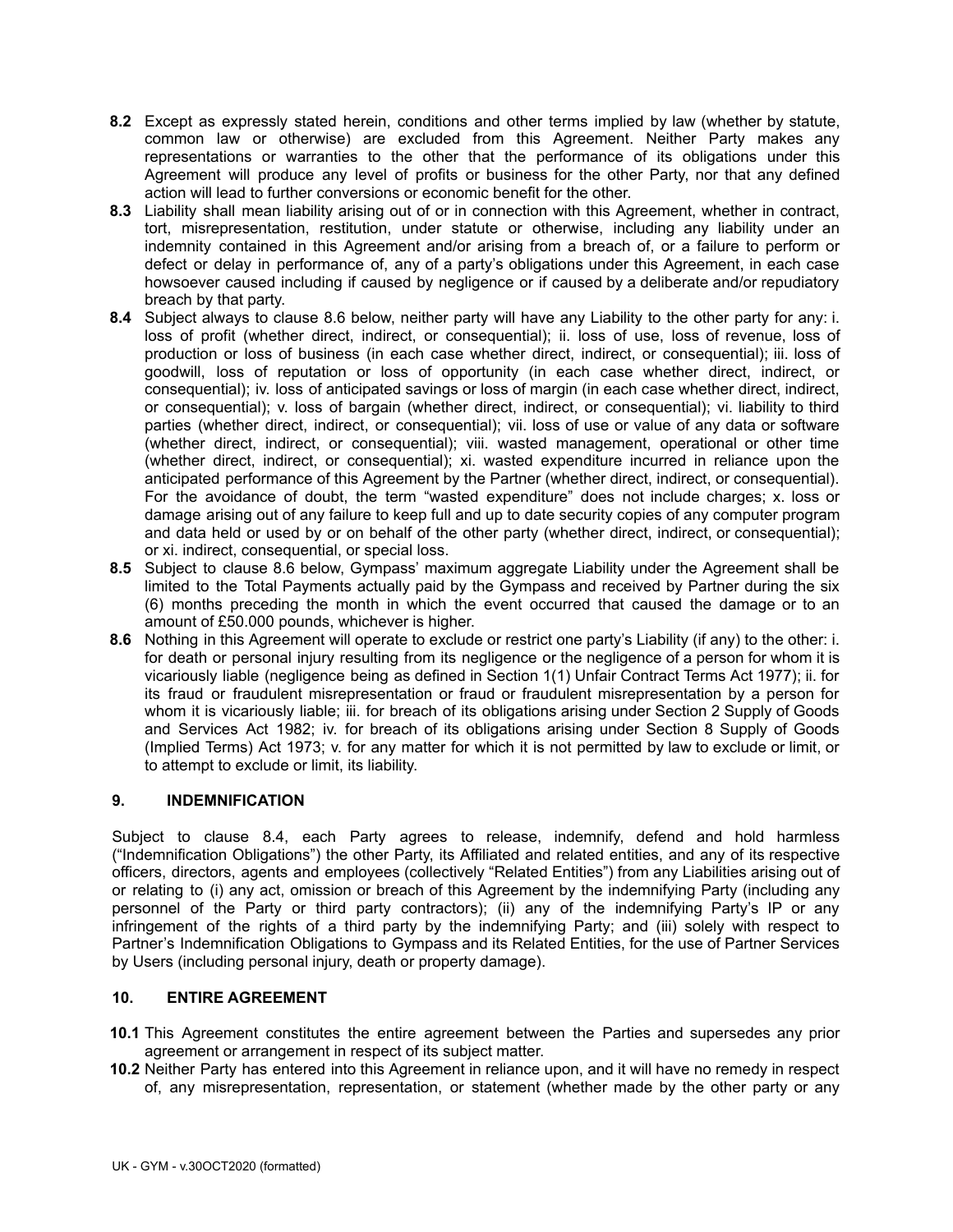**8.2** Except as expressly stated herein, conditions and other terms implied by law (whether by statute, common law or otherwise) are excluded from this Agreement. Neither Party makes any representations or warranties to the other that the performance of its obligations under this Agreement will produce any level of profits or business for the other Party, nor that any defined action will lead to further conversions or economic benefit for the other.

**8.3** Liability shall mean liability arising out of or in connection with this Agreement, whether in contract, tort, misrepresentation, restitution, under statute or otherwise, including any liability under an indemnity contained in this Agreement and/or arising from a breach of, or a failure to perform or defect or delay in performance of, any of a party's obligations under this Agreement, in each case howsoever caused including if caused by negligence or if caused by a deliberate and/or repudiatory breach by that party.

**8.4** Subject always to clause 8.6 below, neither party will have any Liability to the other party for any: i. loss of profit (whether direct, indirect, or consequential); ii. loss of use, loss of revenue, loss of production or loss of business (in each case whether direct, indirect, or consequential); iii. loss of goodwill, loss of reputation or loss of opportunity (in each case whether direct, indirect, or consequential); iv. loss of anticipated savings or loss of margin (in each case whether direct, indirect, or consequential); v. loss of bargain (whether direct, indirect, or consequential); vi. liability to third parties (whether direct, indirect, or consequential); vii. loss of use or value of any data or software (whether direct, indirect, or consequential); viii. wasted management, operational or other time (whether direct, indirect, or consequential); xi. wasted expenditure incurred in reliance upon the anticipated performance of this Agreement by the Partner (whether direct, indirect, or consequential). For the avoidance of doubt, the term "wasted expenditure" does not include charges; x. loss or damage arising out of any failure to keep full and up to date security copies of any computer program and data held or used by or on behalf of the other party (whether direct, indirect, or consequential); or xi. indirect, consequential, or special loss.

**8.5** Subject to clause 8.6 below, Gympass' maximum aggregate Liability under the Agreement shall be limited to the Total Payments actually paid by the Gympass and received by Partner during the six (6) months preceding the month in which the event occurred that caused the damage or to an amount of £50.000 pounds, whichever is higher.

**8.6** Nothing in this Agreement will operate to exclude or restrict one party's Liability (if any) to the other: i. for death or personal injury resulting from its negligence or the negligence of a person for whom it is vicariously liable (negligence being as defined in Section 1(1) Unfair Contract Terms Act 1977); ii. for its fraud or fraudulent misrepresentation or fraud or fraudulent misrepresentation by a person for whom it is vicariously liable; iii. for breach of its obligations arising under Section 2 Supply of Goods and Services Act 1982; iv. for breach of its obligations arising under Section 8 Supply of Goods (Implied Terms) Act 1973; v. for any matter for which it is not permitted by law to exclude or limit, or to attempt to exclude or limit, its liability.

## 9. INDEMNIFICATION

Subject to clause 8.4, each Party agrees to release, indemnify, defend and hold harmless ("Indemnification Obligations") the other Party, its Affiliated and related entities, and any of its respective officers, directors, agents and employees (collectively "Related Entities") from any Liabilities arising out of or relating to (i) any act, omission or breach of this Agreement by the indemnifying Party (including any personnel of the Party or third party contractors); (ii) any of the indemnifying Party's IP or any infringement of the rights of a third party by the indemnifying Party; and (iii) solely with respect to Partner's Indemnification Obligations to Gympass and its Related Entities, for the use of Partner Services by Users (including personal injury, death or property damage).

## 10. ENTIRE AGREEMENT

**10.1** This Agreement constitutes the entire agreement between the Parties and supersedes any prior agreement or arrangement in respect of its subject matter.

**10.2** Neither Party has entered into this Agreement in reliance upon, and it will have no remedy in respect of, any misrepresentation, representation, or statement (whether made by the other party or any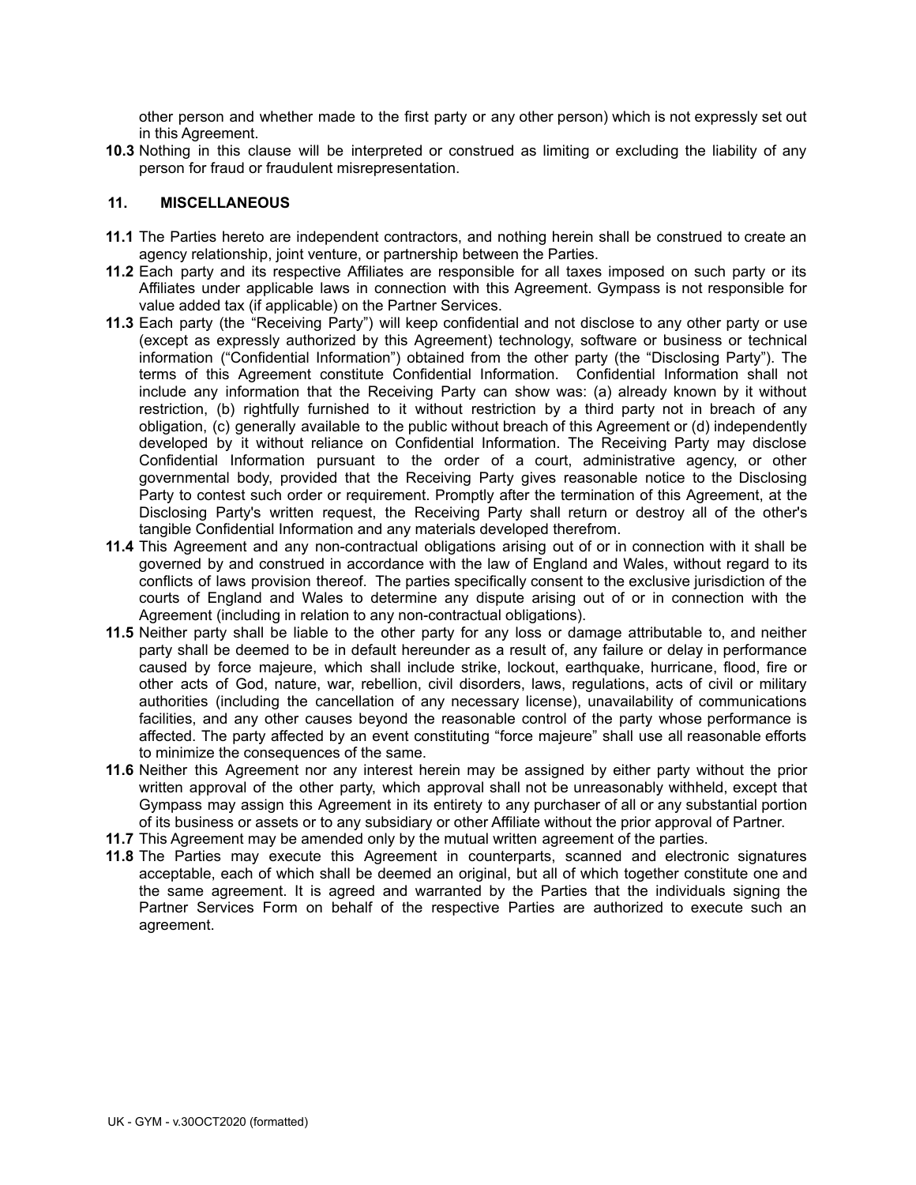other person and whether made to the first party or any other person) which is not expressly set out in this Agreement.

**10.3** Nothing in this clause will be interpreted or construed as limiting or excluding the liability of any person for fraud or fraudulent misrepresentation.

## 11. MISCELLANEOUS

**11.1** The Parties hereto are independent contractors, and nothing herein shall be construed to create an agency relationship, joint venture, or partnership between the Parties.

**11.2** Each party and its respective Affiliates are responsible for all taxes imposed on such party or its Affiliates under applicable laws in connection with this Agreement. Gympass is not responsible for value added tax (if applicable) on the Partner Services.

**11.3** Each party (the "Receiving Party") will keep confidential and not disclose to any other party or use (except as expressly authorized by this Agreement) technology, software or business or technical information ("Confidential Information") obtained from the other party (the "Disclosing Party"). The terms of this Agreement constitute Confidential Information. Confidential Information shall not include any information that the Receiving Party can show was: (a) already known by it without restriction, (b) rightfully furnished to it without restriction by a third party not in breach of any obligation, (c) generally available to the public without breach of this Agreement or (d) independently developed by it without reliance on Confidential Information. The Receiving Party may disclose Confidential Information pursuant to the order of a court, administrative agency, or other governmental body, provided that the Receiving Party gives reasonable notice to the Disclosing Party to contest such order or requirement. Promptly after the termination of this Agreement, at the Disclosing Party's written request, the Receiving Party shall return or destroy all of the other's tangible Confidential Information and any materials developed therefrom.

**11.4** This Agreement and any non-contractual obligations arising out of or in connection with it shall be governed by and construed in accordance with the law of England and Wales, without regard to its conflicts of laws provision thereof. The parties specifically consent to the exclusive jurisdiction of the courts of England and Wales to determine any dispute arising out of or in connection with the Agreement (including in relation to any non-contractual obligations).

**11.5** Neither party shall be liable to the other party for any loss or damage attributable to, and neither party shall be deemed to be in default hereunder as a result of, any failure or delay in performance caused by force majeure, which shall include strike, lockout, earthquake, hurricane, flood, fire or other acts of God, nature, war, rebellion, civil disorders, laws, regulations, acts of civil or military authorities (including the cancellation of any necessary license), unavailability of communications facilities, and any other causes beyond the reasonable control of the party whose performance is affected. The party affected by an event constituting "force majeure" shall use all reasonable efforts to minimize the consequences of the same.

**11.6** Neither this Agreement nor any interest herein may be assigned by either party without the prior written approval of the other party, which approval shall not be unreasonably withheld, except that Gympass may assign this Agreement in its entirety to any purchaser of all or any substantial portion of its business or assets or to any subsidiary or other Affiliate without the prior approval of Partner.

**11.7** This Agreement may be amended only by the mutual written agreement of the parties.

**11.8** The Parties may execute this Agreement in counterparts, scanned and electronic signatures acceptable, each of which shall be deemed an original, but all of which together constitute one and the same agreement. It is agreed and warranted by the Parties that the individuals signing the Partner Services Form on behalf of the respective Parties are authorized to execute such an agreement.